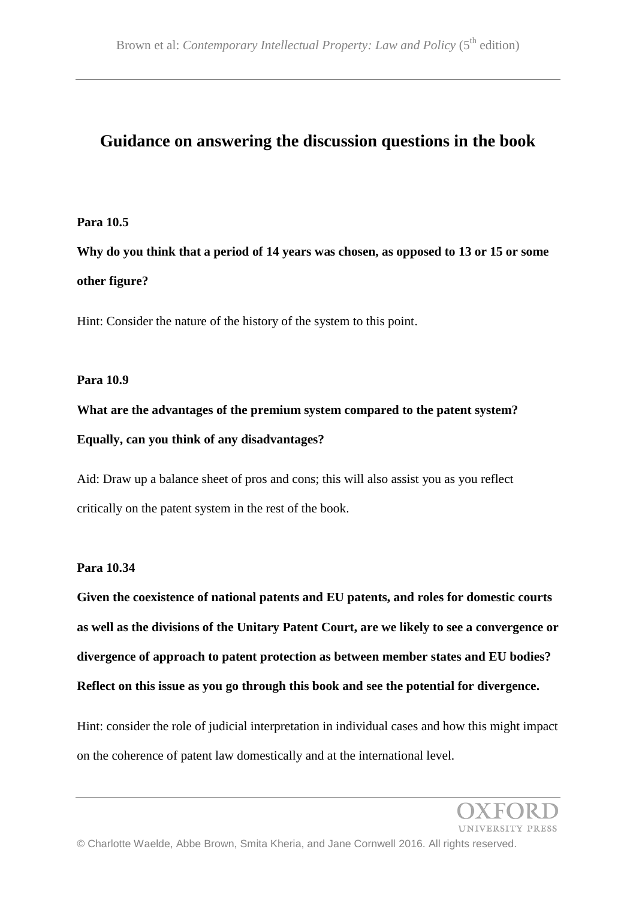# Guidance on answering the discussion questions in the book

**Para 10.5**

**Why do you think that a period of 14 years was chosen, as opposed to 13 or 15 or some other figure?**

Hint: Consider the nature of the history of the system to this point.

**Para 10.9**

**What are the advantages of the premium system compared to the patent system? Equally, can you think of any disadvantages?**

Aid: Draw up a balance sheet of pros and cons; this will also assist you as you reflect critically on the patent system in the rest of the book.

**Para 10.34**

**Given the coexistence of national patents and EU patents, and roles for domestic courts as well as the divisions of the Unitary Patent Court, are we likely to see a convergence or divergence of approach to patent protection as between member states and EU bodies? Reflect on this issue as you go through this book and see the potential for divergence.**

Hint: consider the role of judicial interpretation in individual cases and how this might impact on the coherence of patent law domestically and at the international level.

© Charlotte Waelde, Abbe Brown, Smita Kheria, and Jane Cornwell 2016. All rights reserved.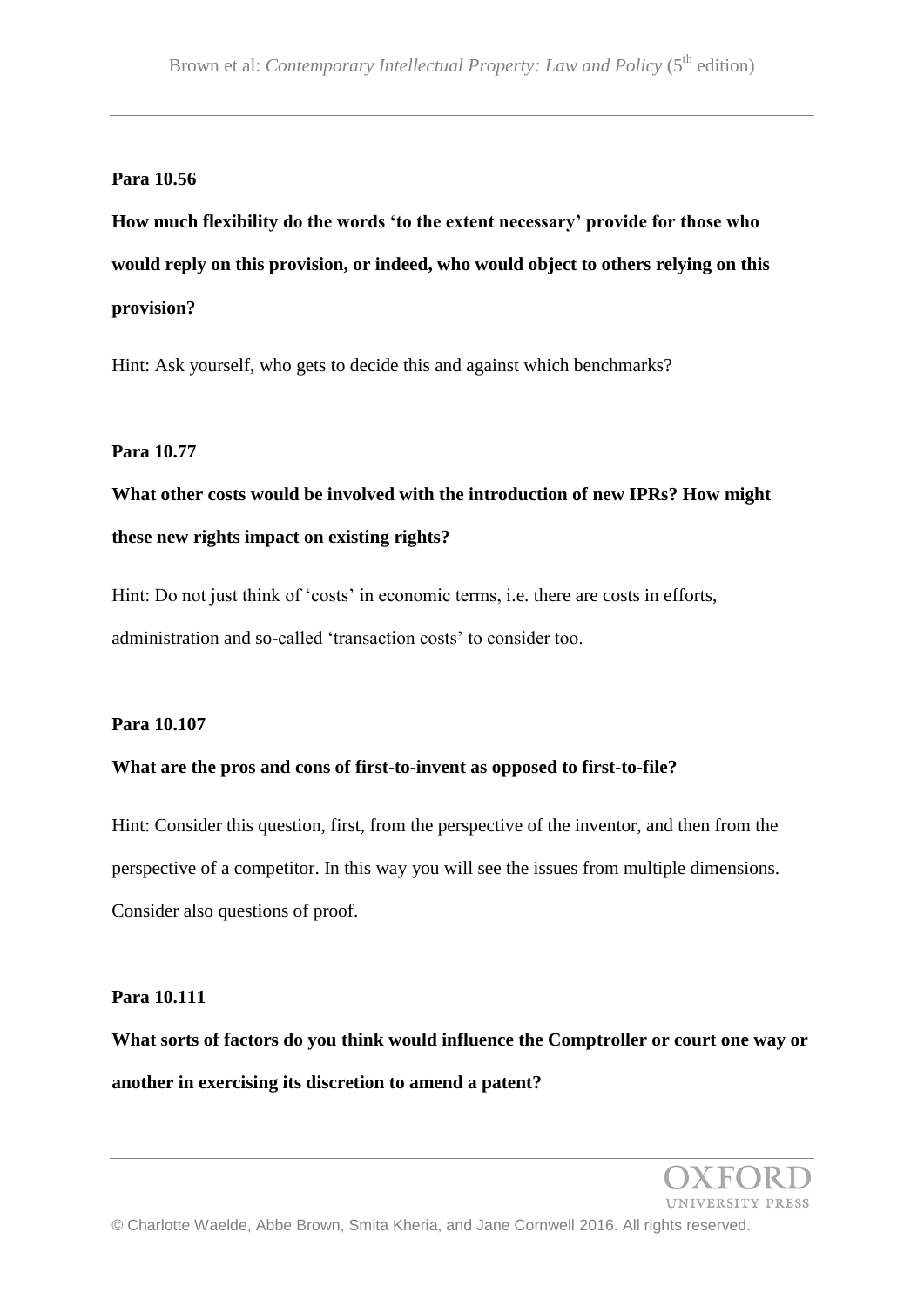**Para 10.56**

**How much flexibility do the words 'to the extent necessary' provide for those who would reply on this provision, or indeed, who would object to others relying on this provision?**

Hint: Ask yourself, who gets to decide this and against which benchmarks?

**Para 10.77**

**What other costs would be involved with the introduction of new IPRs? How might these new rights impact on existing rights?**

Hint: Do not just think of 'costs' in economic terms, i.e. there are costs in efforts, administration and so-called 'transaction costs' to consider too.

**Para 10.107**

**What are the pros and cons of first-to-invent as opposed to first-to-file?**

Hint: Consider this question, first, from the perspective of the inventor, and then from the perspective of a competitor. In this way you will see the issues from multiple dimensions. Consider also questions of proof.

**Para 10.111**

**What sorts of factors do you think would influence the Comptroller or court one way or another in exercising its discretion to amend a patent?**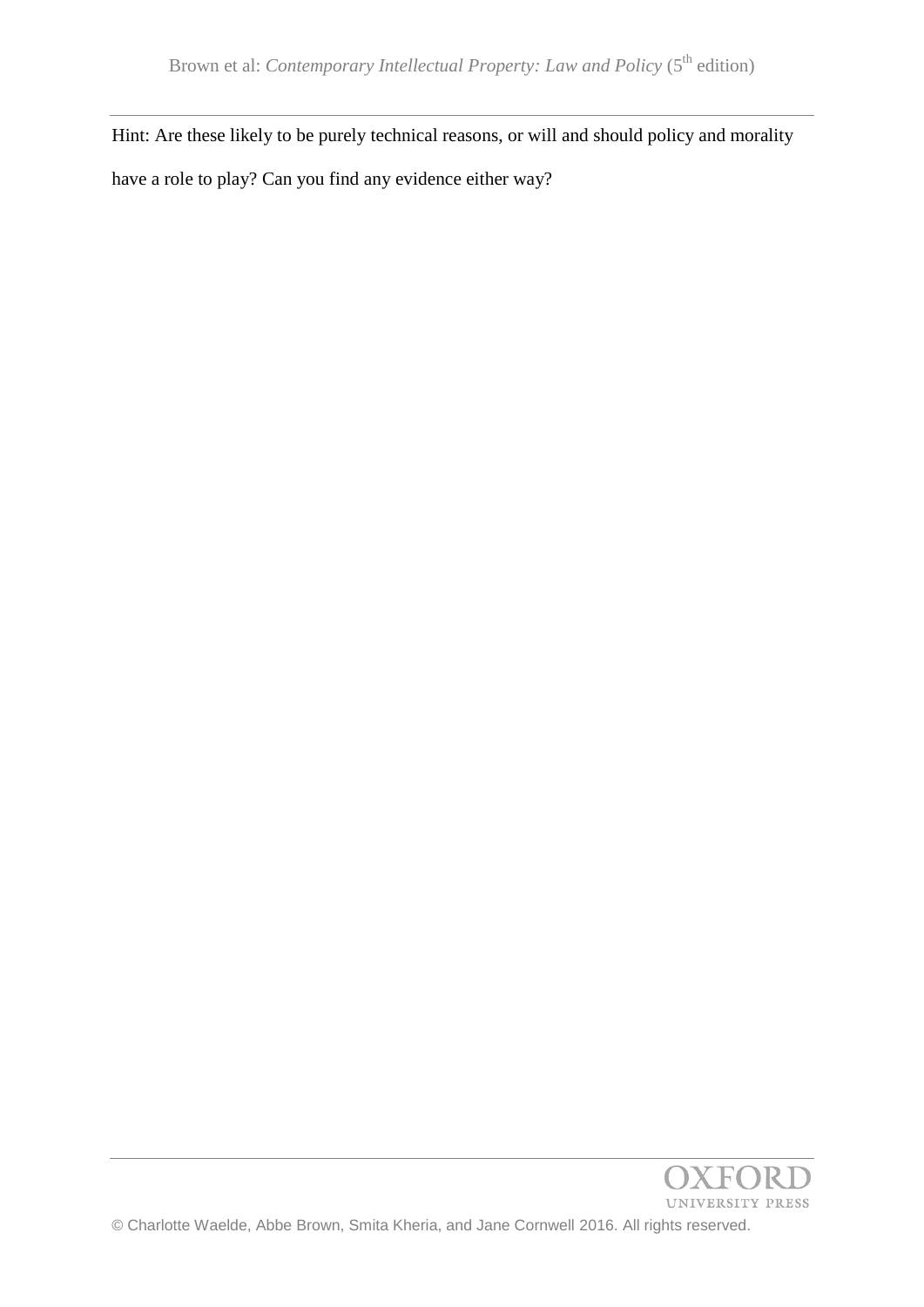Hint: Are these likely to be purely technical reasons, or will and should policy and morality have a role to play? Can you find any evidence either way?